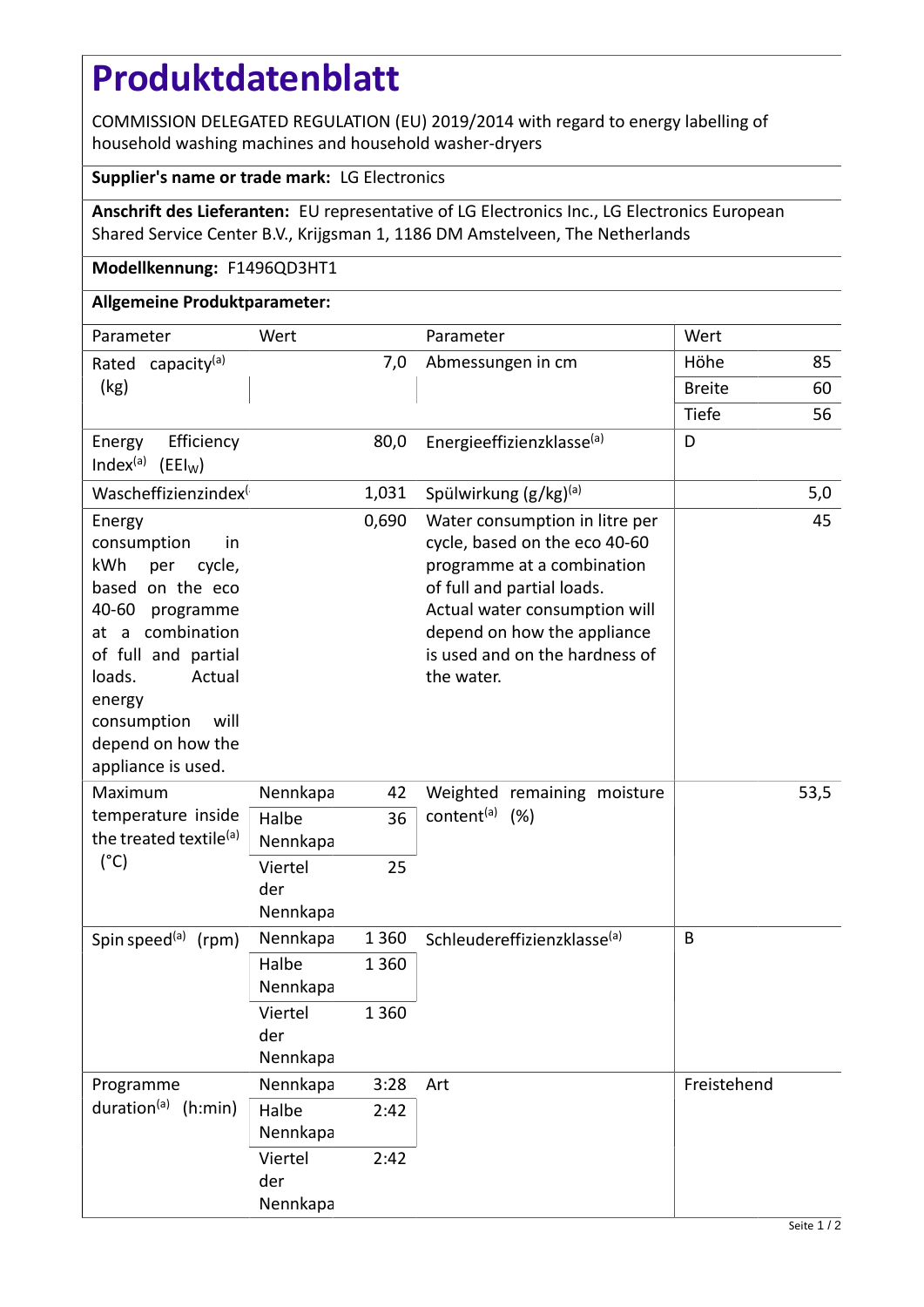# Produktdatenblatt

COMMISSION DELEGATED REGULATION (EU) 2019/2014 with regard to energy labelling of household washing machines and household washer-dryers

**Supplier's name or trade mark:** LG Electronics

**Anschrift des Lieferanten:** EU representative of LG Electronics Inc., LG Electronics European Shared Service Center B.V., Krijgsman 1, 1186 DM Amstelveen, The Netherlands

**Modellkennung:** F1496QD3HT1

**Allgemeine Produktparameter:**

| Parameter | Wert | | Parameter | Wert | |
|---|---|---|---|---|---|
| Rated capacity[(a)] (kg) | | 7,0 | Abmessungen in cm | Höhe | 85 |
| | | | | Breite | 60 |
| | | | | Tiefe | 56 |
| Energy Efficiency Index[(a)] ($EEI_W$) | | 80,0 | Energieeffizienzklasse[(a)] | D | |
| Wascheffizienzindex[( | | 1,031 | Spülwirkung (g/kg)[(a)] | | 5,0 |
| Energy consumption in kWh per cycle, based on the eco 40-60 programme at a combination of full and partial loads. Actual energy consumption will depend on how the appliance is used. | | 0,690 | Water consumption in litre per cycle, based on the eco 40-60 programme at a combination of full and partial loads. Actual water consumption will depend on how the appliance is used and on the hardness of the water. | | 45 |
| Maximum temperature inside the treated textile[(a)] (°C) | Nennkapa | 42 | Weighted remaining moisture content[(a)] (%) | | 53,5 |
| | Halbe Nennkapa | 36 | | | |
| | Viertel der Nennkapa | 25 | | | |
| Spin speed[(a)] (rpm) | Nennkapa | 1 360 | Schleudereffizienzklasse[(a)] | B | |
| | Halbe Nennkapa | 1 360 | | | |
| | Viertel der Nennkapa | 1 360 | | | |
| Programme duration[(a)] (h:min) | Nennkapa | 3:28 | Art | Freistehend | |
| | Halbe Nennkapa | 2:42 | | | |
| | Viertel der Nennkapa | 2:42 | | | |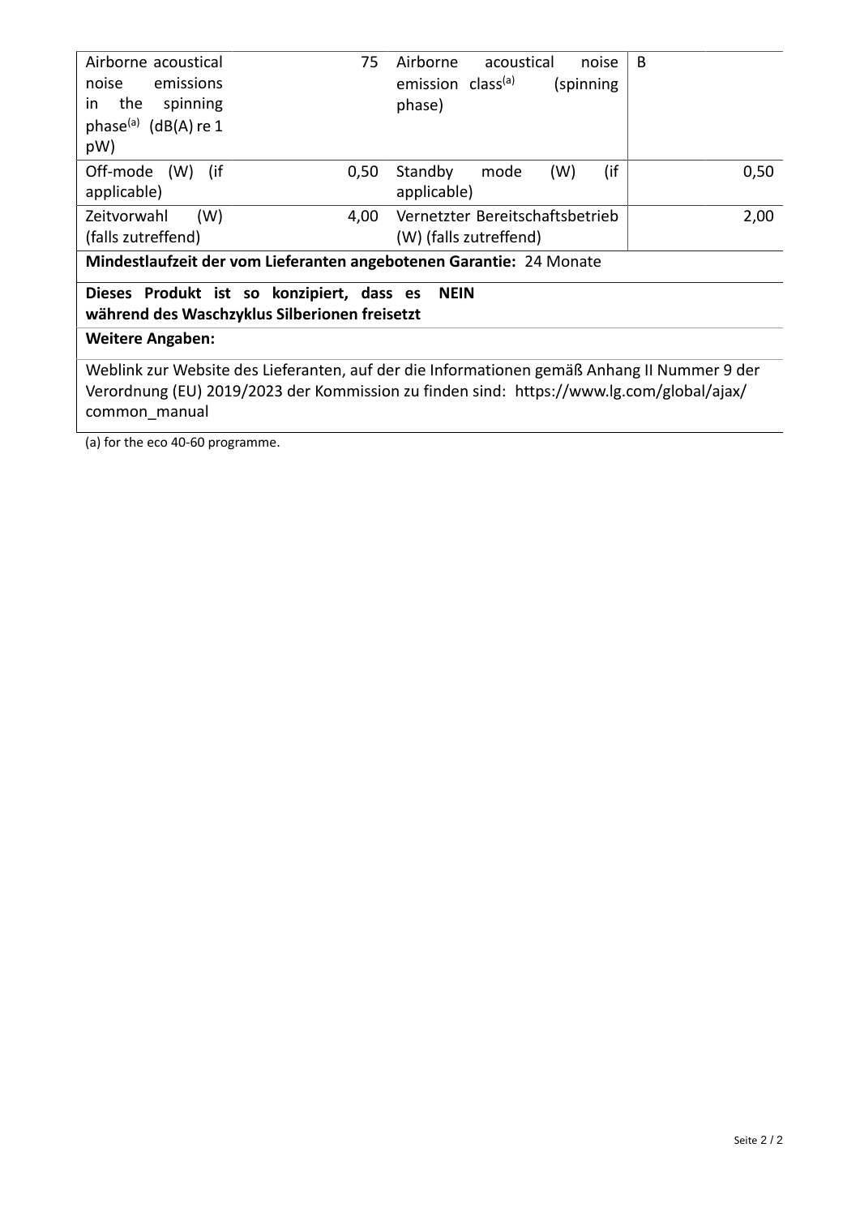| | | | |
|---|---|---|---|
| Airborne acoustical noise emissions in the spinning phase[(a)] (dB(A) re 1 pW) | 75 | Airborne acoustical noise emission class[(a)] (spinning phase) | B |
| Off-mode (W) (if applicable) | 0,50 | Standby mode (W) (if applicable) | 0,50 |
| Zeitvorwahl (W) (falls zutreffend) | 4,00 | Vernetzter Bereitschaftsbetrieb (W) (falls zutreffend) | 2,00 |
| **Mindestlaufzeit der vom Lieferanten angebotenen Garantie:** 24 Monate | | | |
| **Dieses Produkt ist so konzipiert, dass es während des Waschzyklus Silberionen freisetzt** | **NEIN** | | |
| **Weitere Angaben:** | | | |
| Weblink zur Website des Lieferanten, auf der die Informationen gemäß Anhang II Nummer 9 der Verordnung (EU) 2019/2023 der Kommission zu finden sind: https://www.lg.com/global/ajax/common_manual | | | |

(a) for the eco 40-60 programme.